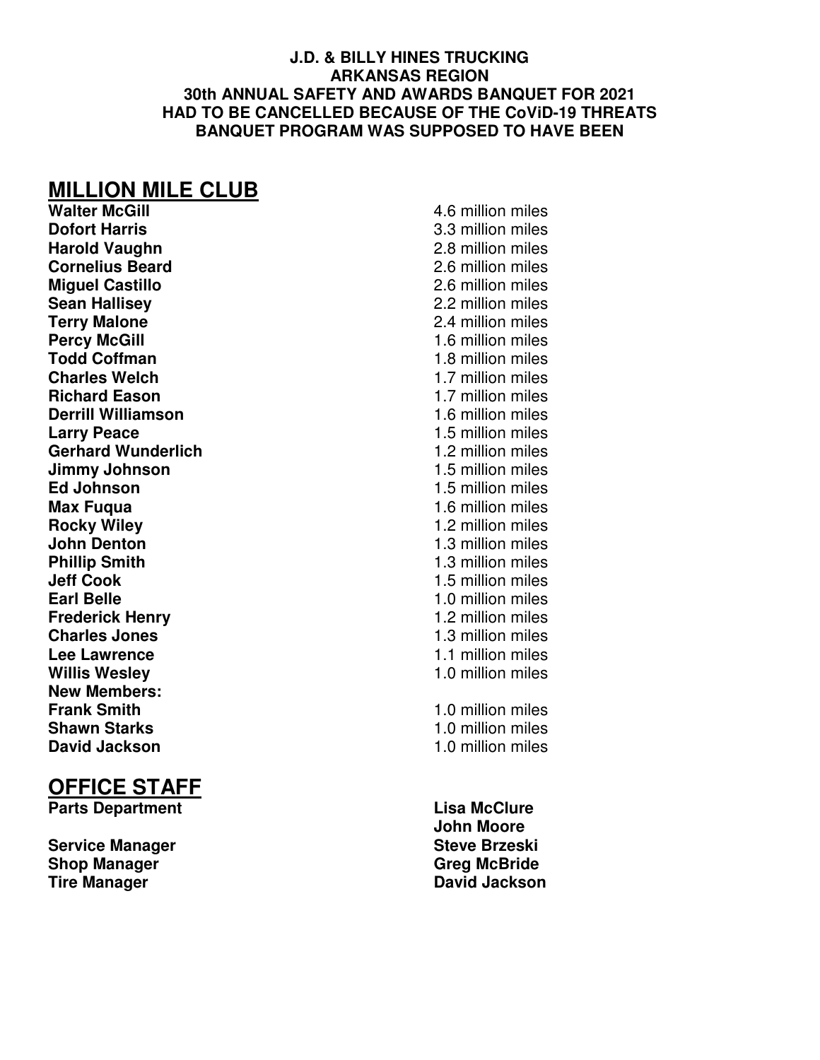**J.D. & BILLY HINES TRUCKING**
**ARKANSAS REGION**
**30th ANNUAL SAFETY AND AWARDS BANQUET FOR 2021**
**HAD TO BE CANCELLED BECAUSE OF THE CoViD-19 THREATS**
**BANQUET PROGRAM WAS SUPPOSED TO HAVE BEEN**

## MILLION MILE CLUB

| | |
|---|---|
| **Walter McGill** | 4.6 million miles |
| **Dofort Harris** | 3.3 million miles |
| **Harold Vaughn** | 2.8 million miles |
| **Cornelius Beard** | 2.6 million miles |
| **Miguel Castillo** | 2.6 million miles |
| **Sean Hallisey** | 2.2 million miles |
| **Terry Malone** | 2.4 million miles |
| **Percy McGill** | 1.6 million miles |
| **Todd Coffman** | 1.8 million miles |
| **Charles Welch** | 1.7 million miles |
| **Richard Eason** | 1.7 million miles |
| **Derrill Williamson** | 1.6 million miles |
| **Larry Peace** | 1.5 million miles |
| **Gerhard Wunderlich** | 1.2 million miles |
| **Jimmy Johnson** | 1.5 million miles |
| **Ed Johnson** | 1.5 million miles |
| **Max Fuqua** | 1.6 million miles |
| **Rocky Wiley** | 1.2 million miles |
| **John Denton** | 1.3 million miles |
| **Phillip Smith** | 1.3 million miles |
| **Jeff Cook** | 1.5 million miles |
| **Earl Belle** | 1.0 million miles |
| **Frederick Henry** | 1.2 million miles |
| **Charles Jones** | 1.3 million miles |
| **Lee Lawrence** | 1.1 million miles |
| **Willis Wesley** | 1.0 million miles |
| **New Members:** | |
| **Frank Smith** | 1.0 million miles |
| **Shawn Starks** | 1.0 million miles |
| **David Jackson** | 1.0 million miles |

## OFFICE STAFF

| | |
|---|---|
| **Parts Department** | **Lisa McClure** |
| | **John Moore** |
| **Service Manager** | **Steve Brzeski** |
| **Shop Manager** | **Greg McBride** |
| **Tire Manager** | **David Jackson** |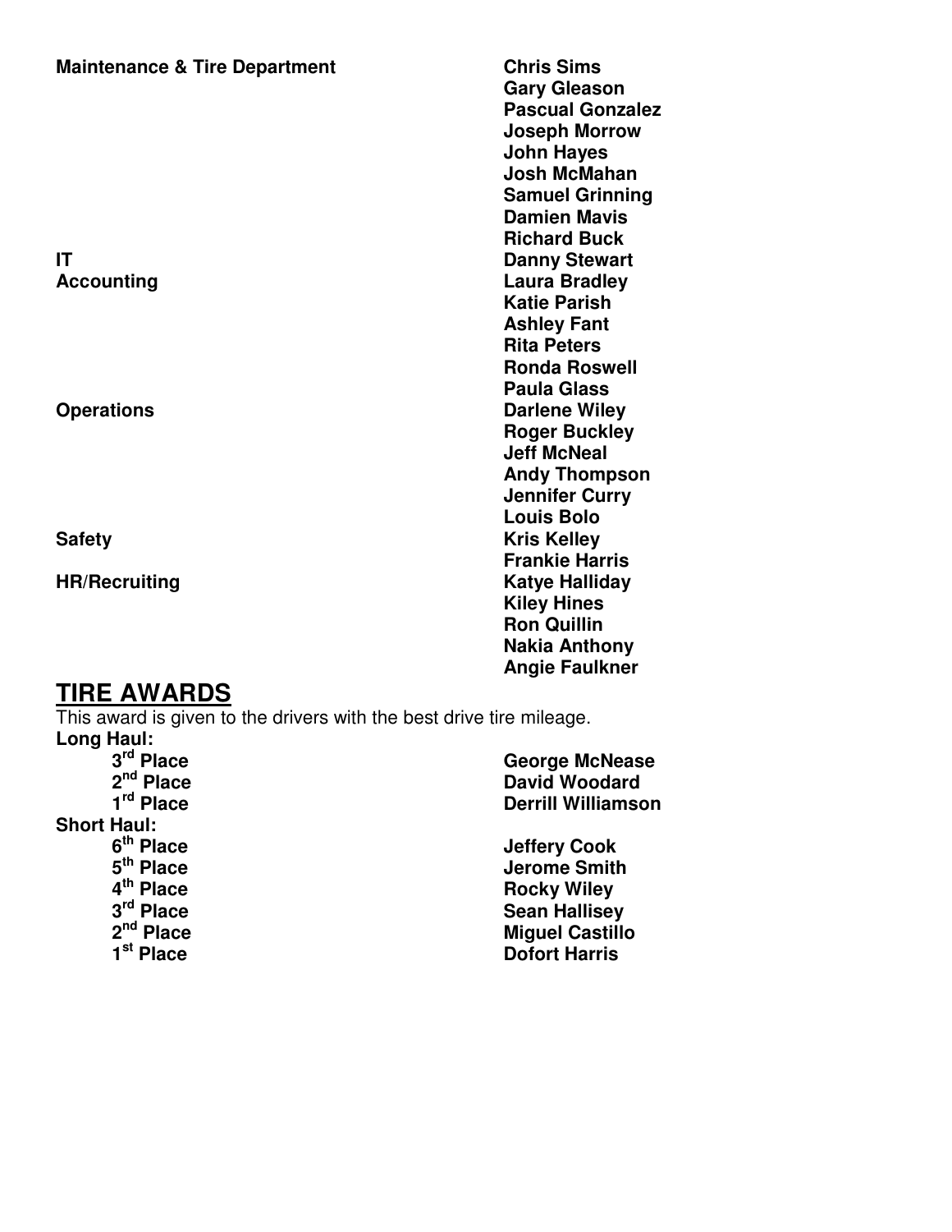| | |
|---|---|
| **Maintenance & Tire Department** | **Chris Sims** |
| | **Gary Gleason** |
| | **Pascual Gonzalez** |
| | **Joseph Morrow** |
| | **John Hayes** |
| | **Josh McMahan** |
| | **Samuel Grinning** |
| | **Damien Mavis** |
| | **Richard Buck** |
| **IT** | **Danny Stewart** |
| **Accounting** | **Laura Bradley** |
| | **Katie Parish** |
| | **Ashley Fant** |
| | **Rita Peters** |
| | **Ronda Roswell** |
| | **Paula Glass** |
| **Operations** | **Darlene Wiley** |
| | **Roger Buckley** |
| | **Jeff McNeal** |
| | **Andy Thompson** |
| | **Jennifer Curry** |
| | **Louis Bolo** |
| **Safety** | **Kris Kelley** |
| | **Frankie Harris** |
| **HR/Recruiting** | **Katye Halliday** |
| | **Kiley Hines** |
| | **Ron Quillin** |
| | **Nakia Anthony** |
| | **Angie Faulkner** |

## TIRE AWARDS

This award is given to the drivers with the best drive tire mileage.

**Long Haul:**

| | |
|---|---|
| **3rd Place** | **George McNease** |
| **2nd Place** | **David Woodard** |
| **1rd Place** | **Derrill Williamson** |

**Short Haul:**

| | |
|---|---|
| **6th Place** | **Jeffery Cook** |
| **5th Place** | **Jerome Smith** |
| **4th Place** | **Rocky Wiley** |
| **3rd Place** | **Sean Hallisey** |
| **2nd Place** | **Miguel Castillo** |
| **1st Place** | **Dofort Harris** |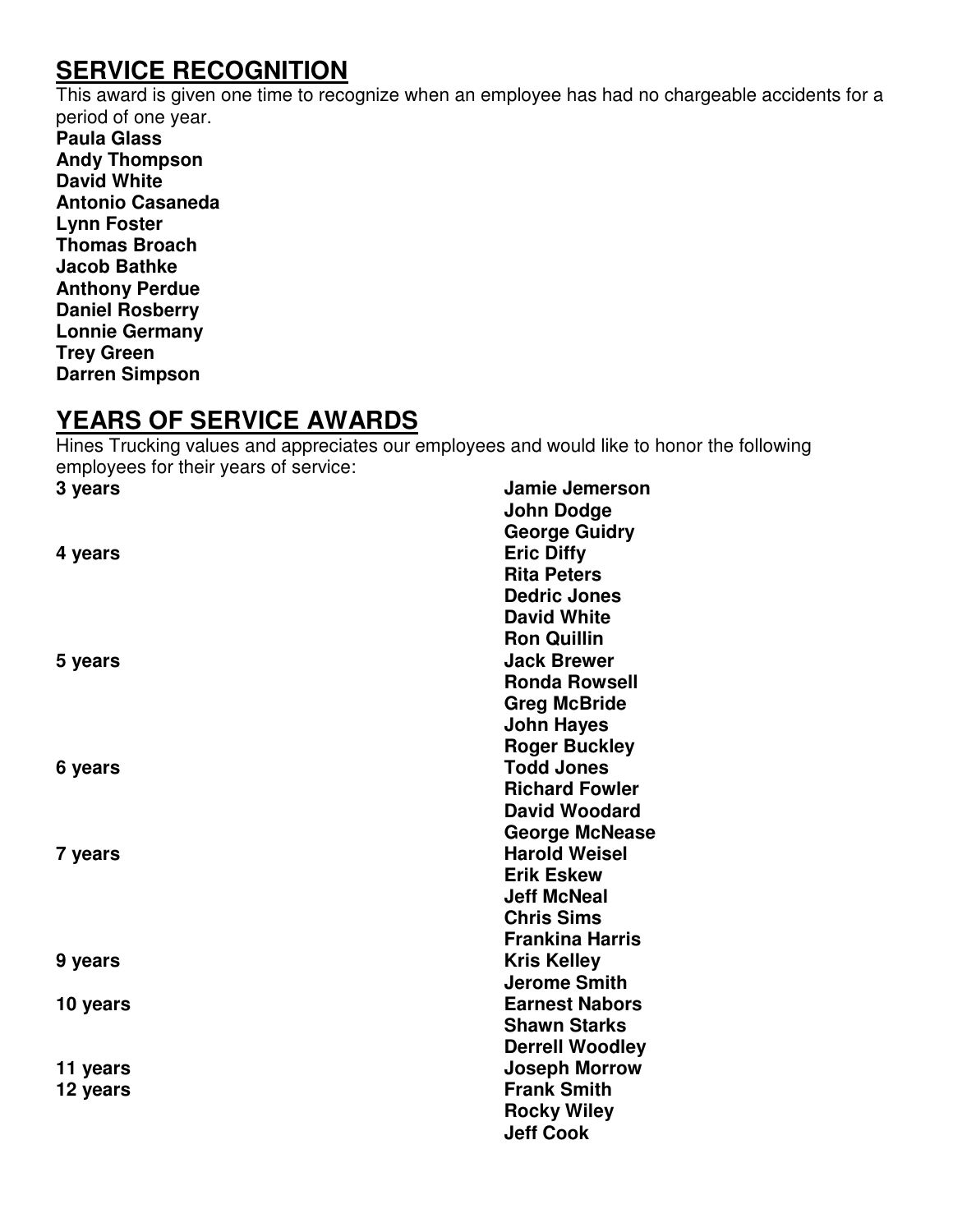## SERVICE RECOGNITION

This award is given one time to recognize when an employee has had no chargeable accidents for a period of one year.

**Paula Glass**
**Andy Thompson**
**David White**
**Antonio Casaneda**
**Lynn Foster**
**Thomas Broach**
**Jacob Bathke**
**Anthony Perdue**
**Daniel Rosberry**
**Lonnie Germany**
**Trey Green**
**Darren Simpson**

## YEARS OF SERVICE AWARDS

Hines Trucking values and appreciates our employees and would like to honor the following employees for their years of service:

| | |
|---|---|
| **3 years** | **Jamie Jemerson** |
| | **John Dodge** |
| | **George Guidry** |
| **4 years** | **Eric Diffy** |
| | **Rita Peters** |
| | **Dedric Jones** |
| | **David White** |
| | **Ron Quillin** |
| **5 years** | **Jack Brewer** |
| | **Ronda Rowsell** |
| | **Greg McBride** |
| | **John Hayes** |
| | **Roger Buckley** |
| **6 years** | **Todd Jones** |
| | **Richard Fowler** |
| | **David Woodard** |
| | **George McNease** |
| **7 years** | **Harold Weisel** |
| | **Erik Eskew** |
| | **Jeff McNeal** |
| | **Chris Sims** |
| | **Frankina Harris** |
| **9 years** | **Kris Kelley** |
| | **Jerome Smith** |
| **10 years** | **Earnest Nabors** |
| | **Shawn Starks** |
| | **Derrell Woodley** |
| **11 years** | **Joseph Morrow** |
| **12 years** | **Frank Smith** |
| | **Rocky Wiley** |
| | **Jeff Cook** |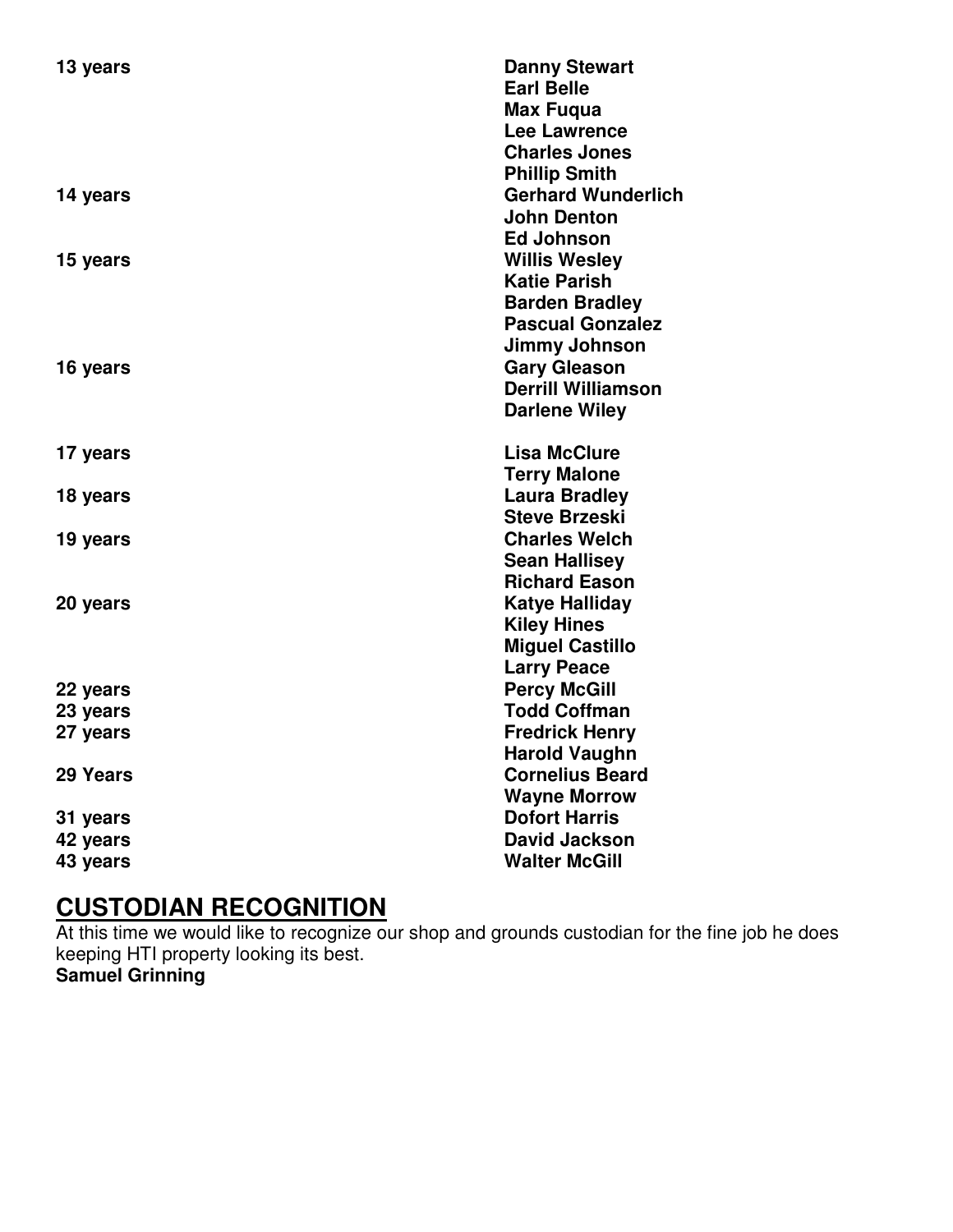| | |
|---|---|
| **13 years** | **Danny Stewart** |
| | **Earl Belle** |
| | **Max Fuqua** |
| | **Lee Lawrence** |
| | **Charles Jones** |
| | **Phillip Smith** |
| **14 years** | **Gerhard Wunderlich** |
| | **John Denton** |
| | **Ed Johnson** |
| **15 years** | **Willis Wesley** |
| | **Katie Parish** |
| | **Barden Bradley** |
| | **Pascual Gonzalez** |
| | **Jimmy Johnson** |
| **16 years** | **Gary Gleason** |
| | **Derrill Williamson** |
| | **Darlene Wiley** |
| **17 years** | **Lisa McClure** |
| | **Terry Malone** |
| **18 years** | **Laura Bradley** |
| | **Steve Brzeski** |
| **19 years** | **Charles Welch** |
| | **Sean Hallisey** |
| | **Richard Eason** |
| **20 years** | **Katye Halliday** |
| | **Kiley Hines** |
| | **Miguel Castillo** |
| | **Larry Peace** |
| **22 years** | **Percy McGill** |
| **23 years** | **Todd Coffman** |
| **27 years** | **Fredrick Henry** |
| | **Harold Vaughn** |
| **29 Years** | **Cornelius Beard** |
| | **Wayne Morrow** |
| **31 years** | **Dofort Harris** |
| **42 years** | **David Jackson** |
| **43 years** | **Walter McGill** |

## CUSTODIAN RECOGNITION

At this time we would like to recognize our shop and grounds custodian for the fine job he does keeping HTI property looking its best.

**Samuel Grinning**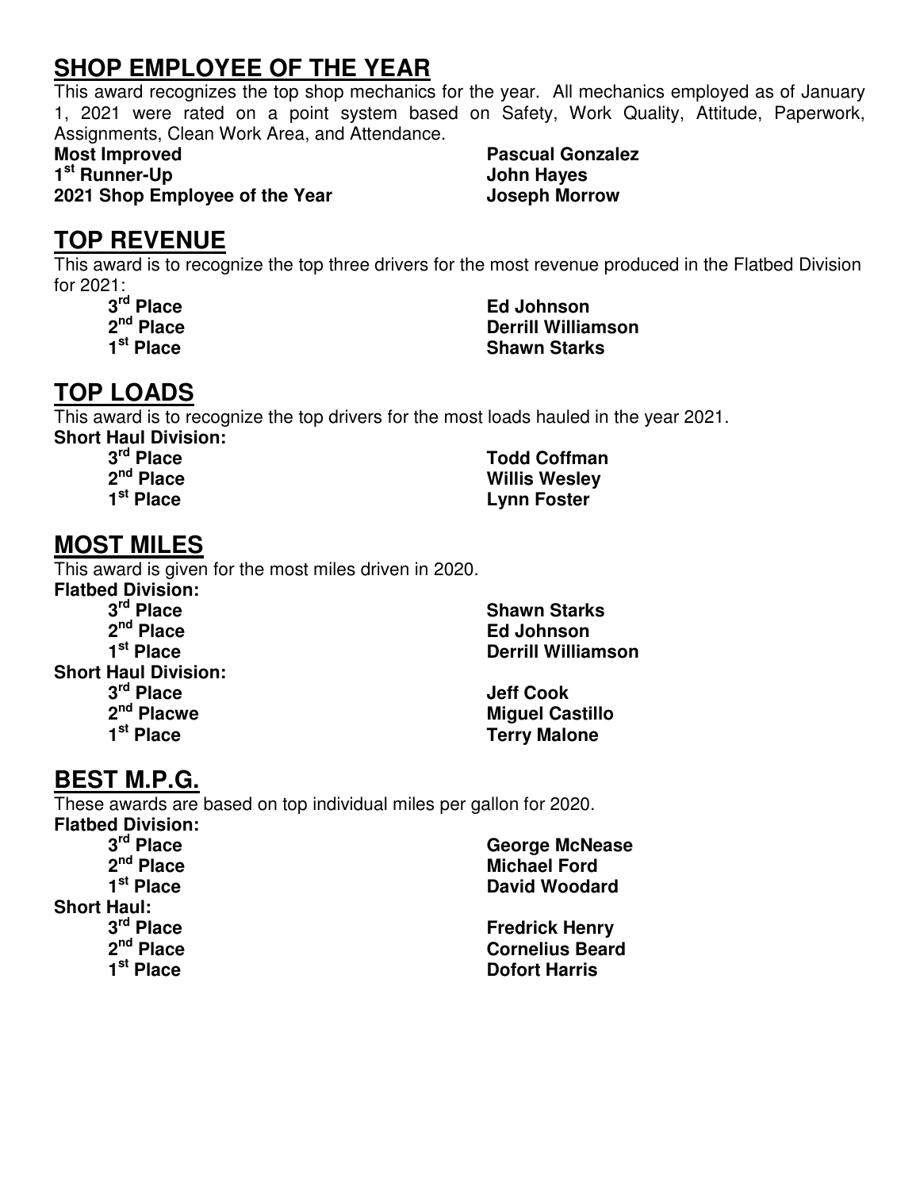## SHOP EMPLOYEE OF THE YEAR

This award recognizes the top shop mechanics for the year. All mechanics employed as of January 1, 2021 were rated on a point system based on Safety, Work Quality, Attitude, Paperwork, Assignments, Clean Work Area, and Attendance.

| | |
|---|---|
| **Most Improved** | **Pascual Gonzalez** |
| **1st Runner-Up** | **John Hayes** |
| **2021 Shop Employee of the Year** | **Joseph Morrow** |

## TOP REVENUE

This award is to recognize the top three drivers for the most revenue produced in the Flatbed Division for 2021:

| | |
|---|---|
| **3rd Place** | **Ed Johnson** |
| **2nd Place** | **Derrill Williamson** |
| **1st Place** | **Shawn Starks** |

## TOP LOADS

This award is to recognize the top drivers for the most loads hauled in the year 2021.

**Short Haul Division:**

| | |
|---|---|
| **3rd Place** | **Todd Coffman** |
| **2nd Place** | **Willis Wesley** |
| **1st Place** | **Lynn Foster** |

## MOST MILES

This award is given for the most miles driven in 2020.

**Flatbed Division:**

| | |
|---|---|
| **3rd Place** | **Shawn Starks** |
| **2nd Place** | **Ed Johnson** |
| **1st Place** | **Derrill Williamson** |

**Short Haul Division:**

| | |
|---|---|
| **3rd Place** | **Jeff Cook** |
| **2nd Placwe** | **Miguel Castillo** |
| **1st Place** | **Terry Malone** |

## BEST M.P.G.

These awards are based on top individual miles per gallon for 2020.

**Flatbed Division:**

| | |
|---|---|
| **3rd Place** | **George McNease** |
| **2nd Place** | **Michael Ford** |
| **1st Place** | **David Woodard** |

**Short Haul:**

| | |
|---|---|
| **3rd Place** | **Fredrick Henry** |
| **2nd Place** | **Cornelius Beard** |
| **1st Place** | **Dofort Harris** |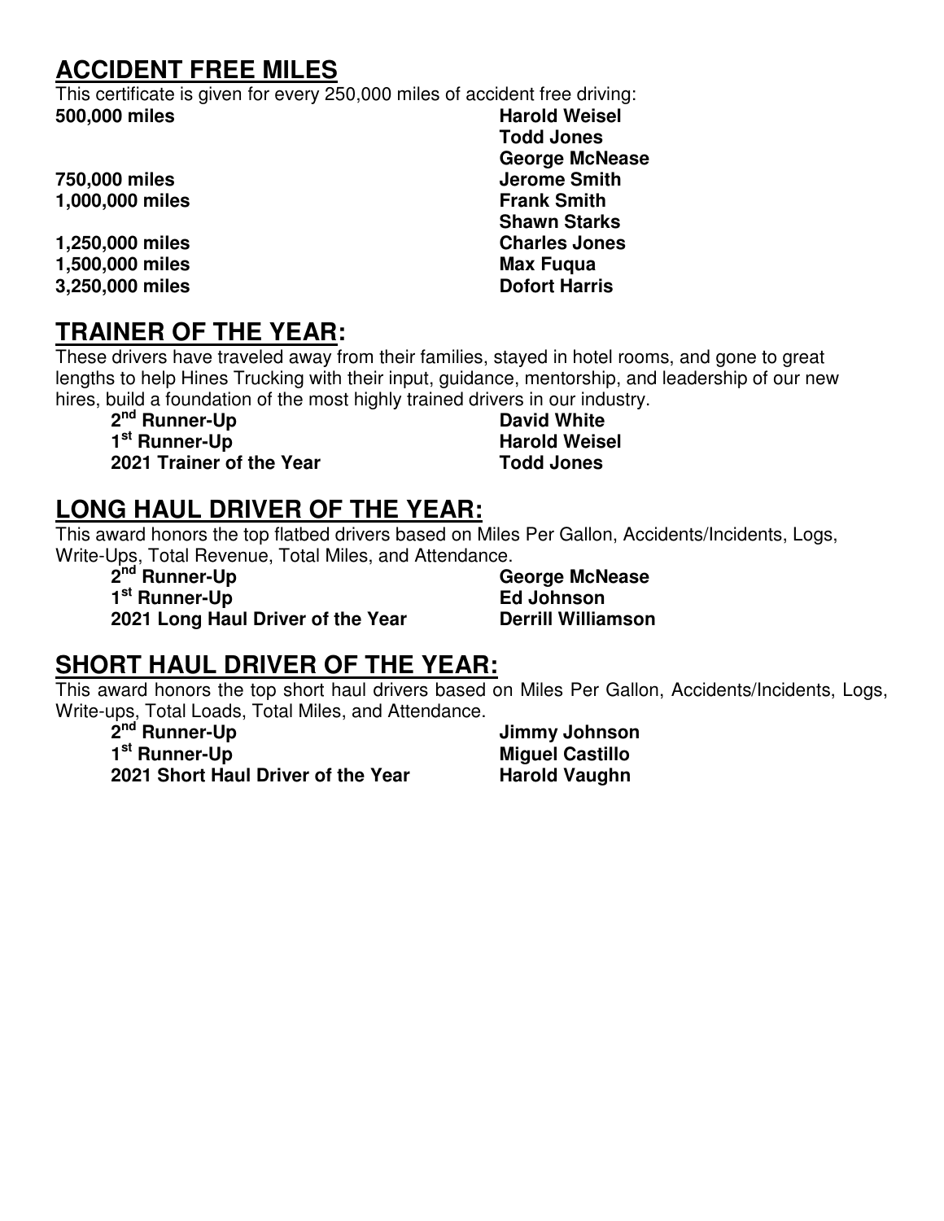## ACCIDENT FREE MILES

This certificate is given for every 250,000 miles of accident free driving:

| | |
|---|---|
| **500,000 miles** | **Harold Weisel** |
| | **Todd Jones** |
| | **George McNease** |
| **750,000 miles** | **Jerome Smith** |
| **1,000,000 miles** | **Frank Smith** |
| | **Shawn Starks** |
| **1,250,000 miles** | **Charles Jones** |
| **1,500,000 miles** | **Max Fuqua** |
| **3,250,000 miles** | **Dofort Harris** |

## TRAINER OF THE YEAR:

These drivers have traveled away from their families, stayed in hotel rooms, and gone to great lengths to help Hines Trucking with their input, guidance, mentorship, and leadership of our new hires, build a foundation of the most highly trained drivers in our industry.

| | |
|---|---|
| **2nd Runner-Up** | **David White** |
| **1st Runner-Up** | **Harold Weisel** |
| **2021 Trainer of the Year** | **Todd Jones** |

## LONG HAUL DRIVER OF THE YEAR:

This award honors the top flatbed drivers based on Miles Per Gallon, Accidents/Incidents, Logs, Write-Ups, Total Revenue, Total Miles, and Attendance.

| | |
|---|---|
| **2nd Runner-Up** | **George McNease** |
| **1st Runner-Up** | **Ed Johnson** |
| **2021 Long Haul Driver of the Year** | **Derrill Williamson** |

## SHORT HAUL DRIVER OF THE YEAR:

This award honors the top short haul drivers based on Miles Per Gallon, Accidents/Incidents, Logs, Write-ups, Total Loads, Total Miles, and Attendance.

| | |
|---|---|
| **2nd Runner-Up** | **Jimmy Johnson** |
| **1st Runner-Up** | **Miguel Castillo** |
| **2021 Short Haul Driver of the Year** | **Harold Vaughn** |